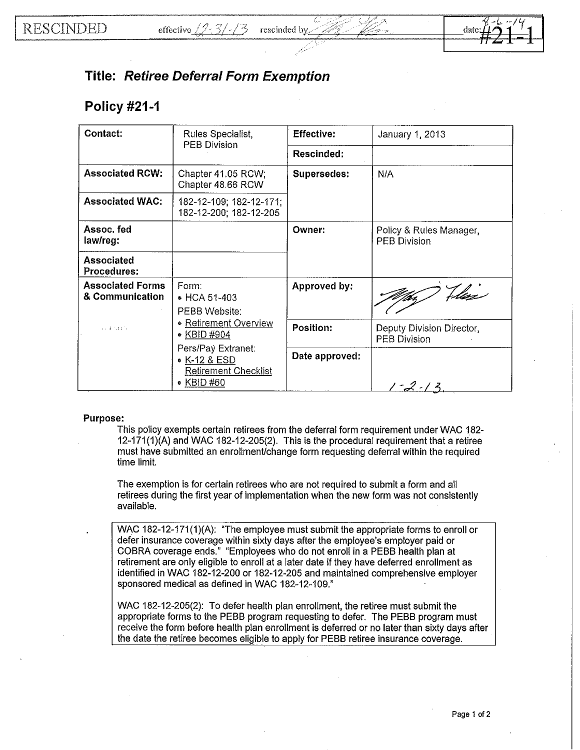RESCINDED effective 12-31-13 rescinded by ______ date: 8-6-14 #21-1

## Title: *Retiree Deferral Form Exemption*

## Policy #21-1

| **Contact:** | Rules Specialist, PEB Division | **Effective:** | January 1, 2013 |
|---|---|---|---|
| | | **Rescinded:** | |
| **Associated RCW:** | Chapter 41.05 RCW; Chapter 48.66 RCW | **Supersedes:** | N/A |
| **Associated WAC:** | 182-12-109; 182-12-171; 182-12-200; 182-12-205 | | |
| **Assoc. fed law/reg:** | | **Owner:** | Policy & Rules Manager, PEB Division |
| **Associated Procedures:** | | | |
| **Associated Forms & Communication** | Form: • HCA 51-403 PEBB Website: • Retirement Overview • KBID #904 Pers/Pay Extranet: • K-12 & ESD Retirement Checklist • KBID #60 | **Approved by:** | |
| | | **Position:** | Deputy Division Director, PEB Division |
| | | **Date approved:** | 1-2-13 |

**Purpose:**

This policy exempts certain retirees from the deferral form requirement under WAC 182-12-171(1)(A) and WAC 182-12-205(2). This is the procedural requirement that a retiree must have submitted an enrollment/change form requesting deferral within the required time limit.

The exemption is for certain retirees who are not required to submit a form and all retirees during the first year of implementation when the new form was not consistently available.

> WAC 182-12-171(1)(A): "The employee must submit the appropriate forms to enroll or defer insurance coverage within sixty days after the employee's employer paid or COBRA coverage ends." "Employees who do not enroll in a PEBB health plan at retirement are only eligible to enroll at a later date if they have deferred enrollment as identified in WAC 182-12-200 or 182-12-205 and maintained comprehensive employer sponsored medical as defined in WAC 182-12-109."
>
> WAC 182-12-205(2): To defer health plan enrollment, the retiree must submit the appropriate forms to the PEBB program requesting to defer. The PEBB program must receive the form before health plan enrollment is deferred or no later than sixty days after the date the retiree becomes eligible to apply for PEBB retiree insurance coverage.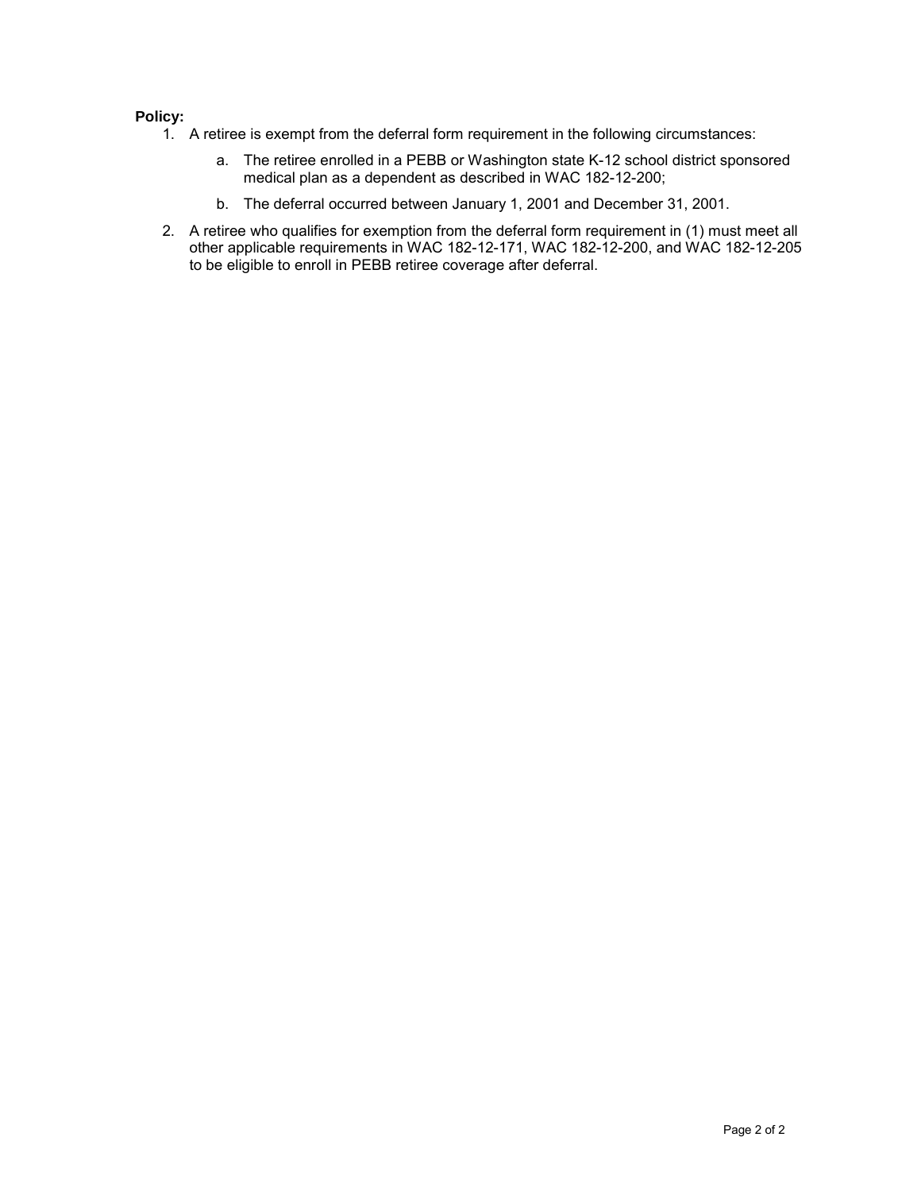**Policy:**

1. A retiree is exempt from the deferral form requirement in the following circumstances:

   a. The retiree enrolled in a PEBB or Washington state K-12 school district sponsored medical plan as a dependent as described in WAC 182-12-200;

   b. The deferral occurred between January 1, 2001 and December 31, 2001.

2. A retiree who qualifies for exemption from the deferral form requirement in (1) must meet all other applicable requirements in WAC 182-12-171, WAC 182-12-200, and WAC 182-12-205 to be eligible to enroll in PEBB retiree coverage after deferral.